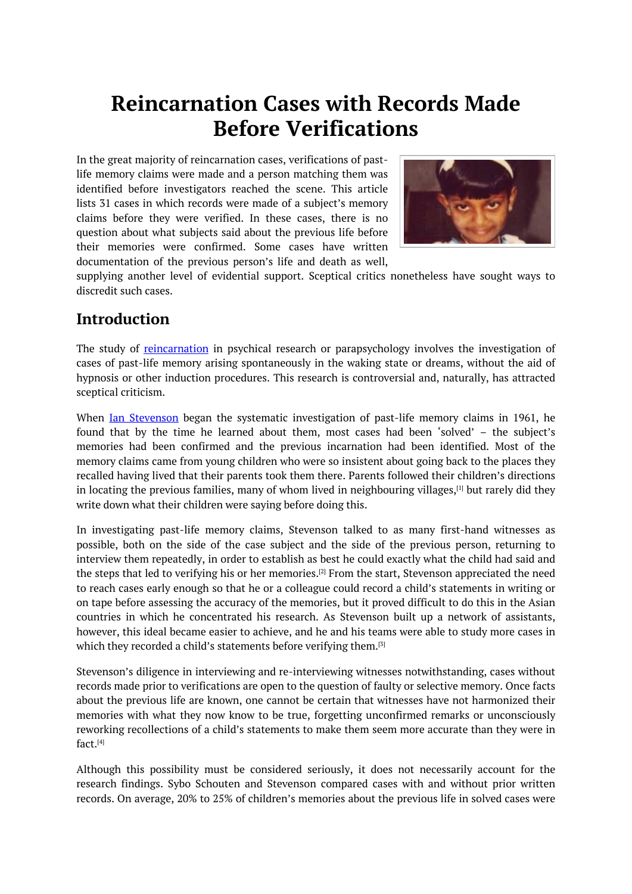# Reincarnation Cases with Records Made Before Verifications

In the great majority of reincarnation cases, verifications of past-life memory claims were made and a person matching them was identified before investigators reached the scene. This article lists 31 cases in which records were made of a subject's memory claims before they were verified. In these cases, there is no question about what subjects said about the previous life before their memories were confirmed. Some cases have written documentation of the previous person's life and death as well, supplying another level of evidential support. Sceptical critics nonetheless have sought ways to discredit such cases.

## Introduction

The study of reincarnation in psychical research or parapsychology involves the investigation of cases of past-life memory arising spontaneously in the waking state or dreams, without the aid of hypnosis or other induction procedures. This research is controversial and, naturally, has attracted sceptical criticism.

When Ian Stevenson began the systematic investigation of past-life memory claims in 1961, he found that by the time he learned about them, most cases had been 'solved' – the subject's memories had been confirmed and the previous incarnation had been identified. Most of the memory claims came from young children who were so insistent about going back to the places they recalled having lived that their parents took them there. Parents followed their children's directions in locating the previous families, many of whom lived in neighbouring villages,[1] but rarely did they write down what their children were saying before doing this.

In investigating past-life memory claims, Stevenson talked to as many first-hand witnesses as possible, both on the side of the case subject and the side of the previous person, returning to interview them repeatedly, in order to establish as best he could exactly what the child had said and the steps that led to verifying his or her memories.[2] From the start, Stevenson appreciated the need to reach cases early enough so that he or a colleague could record a child's statements in writing or on tape before assessing the accuracy of the memories, but it proved difficult to do this in the Asian countries in which he concentrated his research. As Stevenson built up a network of assistants, however, this ideal became easier to achieve, and he and his teams were able to study more cases in which they recorded a child's statements before verifying them.[3]

Stevenson's diligence in interviewing and re-interviewing witnesses notwithstanding, cases without records made prior to verifications are open to the question of faulty or selective memory. Once facts about the previous life are known, one cannot be certain that witnesses have not harmonized their memories with what they now know to be true, forgetting unconfirmed remarks or unconsciously reworking recollections of a child's statements to make them seem more accurate than they were in fact.[4]

Although this possibility must be considered seriously, it does not necessarily account for the research findings. Sybo Schouten and Stevenson compared cases with and without prior written records. On average, 20% to 25% of children's memories about the previous life in solved cases were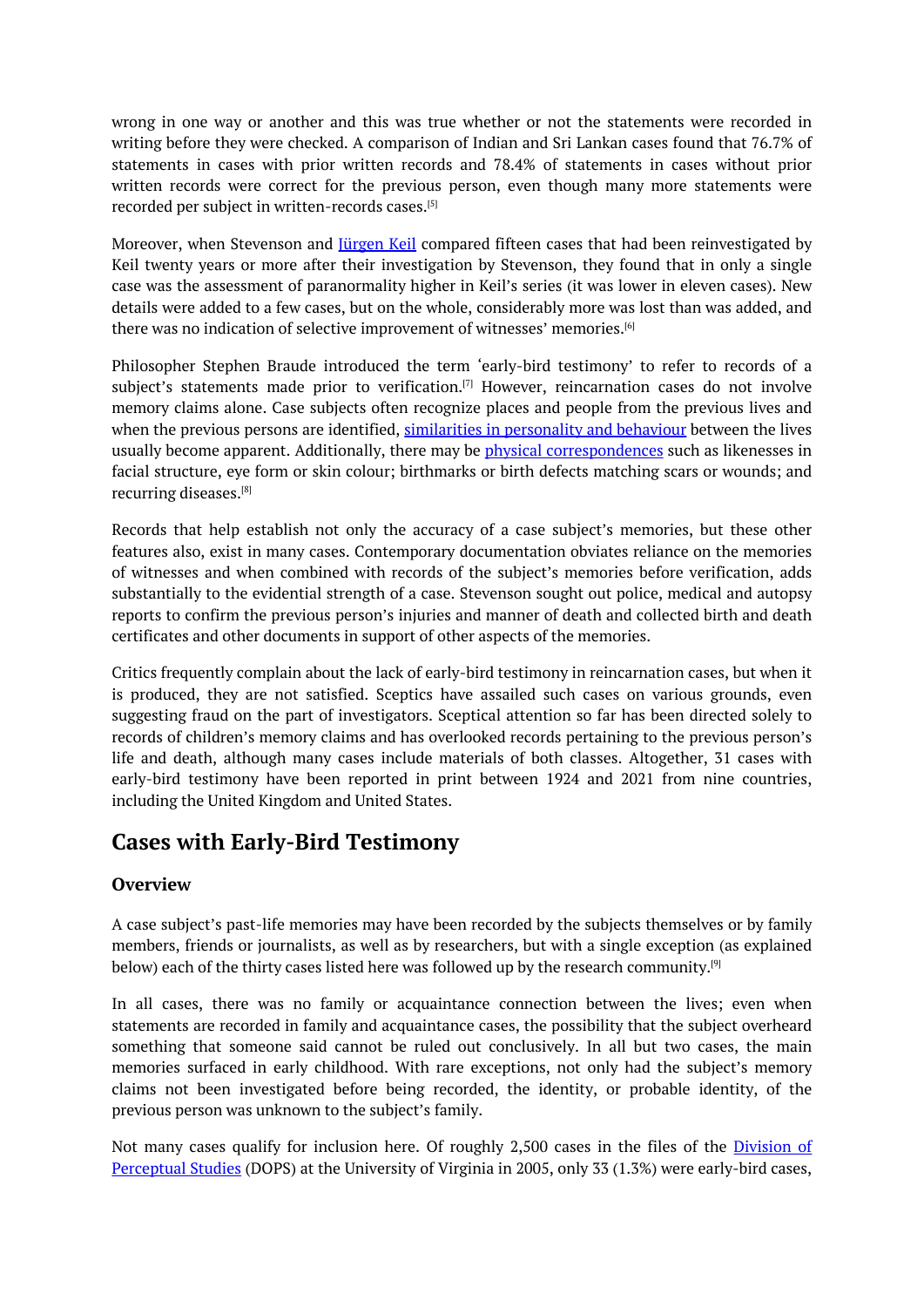wrong in one way or another and this was true whether or not the statements were recorded in writing before they were checked. A comparison of Indian and Sri Lankan cases found that 76.7% of statements in cases with prior written records and 78.4% of statements in cases without prior written records were correct for the previous person, even though many more statements were recorded per subject in written-records cases.[5]

Moreover, when Stevenson and [Jürgen Keil](#) compared fifteen cases that had been reinvestigated by Keil twenty years or more after their investigation by Stevenson, they found that in only a single case was the assessment of paranormality higher in Keil's series (it was lower in eleven cases). New details were added to a few cases, but on the whole, considerably more was lost than was added, and there was no indication of selective improvement of witnesses' memories.[6]

Philosopher Stephen Braude introduced the term 'early-bird testimony' to refer to records of a subject's statements made prior to verification.[7] However, reincarnation cases do not involve memory claims alone. Case subjects often recognize places and people from the previous lives and when the previous persons are identified, [similarities in personality and behaviour](#) between the lives usually become apparent. Additionally, there may be [physical correspondences](#) such as likenesses in facial structure, eye form or skin colour; birthmarks or birth defects matching scars or wounds; and recurring diseases.[8]

Records that help establish not only the accuracy of a case subject's memories, but these other features also, exist in many cases. Contemporary documentation obviates reliance on the memories of witnesses and when combined with records of the subject's memories before verification, adds substantially to the evidential strength of a case. Stevenson sought out police, medical and autopsy reports to confirm the previous person's injuries and manner of death and collected birth and death certificates and other documents in support of other aspects of the memories.

Critics frequently complain about the lack of early-bird testimony in reincarnation cases, but when it is produced, they are not satisfied. Sceptics have assailed such cases on various grounds, even suggesting fraud on the part of investigators. Sceptical attention so far has been directed solely to records of children's memory claims and has overlooked records pertaining to the previous person's life and death, although many cases include materials of both classes. Altogether, 31 cases with early-bird testimony have been reported in print between 1924 and 2021 from nine countries, including the United Kingdom and United States.

## Cases with Early-Bird Testimony

### Overview

A case subject's past-life memories may have been recorded by the subjects themselves or by family members, friends or journalists, as well as by researchers, but with a single exception (as explained below) each of the thirty cases listed here was followed up by the research community.[9]

In all cases, there was no family or acquaintance connection between the lives; even when statements are recorded in family and acquaintance cases, the possibility that the subject overheard something that someone said cannot be ruled out conclusively. In all but two cases, the main memories surfaced in early childhood. With rare exceptions, not only had the subject's memory claims not been investigated before being recorded, the identity, or probable identity, of the previous person was unknown to the subject's family.

Not many cases qualify for inclusion here. Of roughly 2,500 cases in the files of the [Division of Perceptual Studies](#) (DOPS) at the University of Virginia in 2005, only 33 (1.3%) were early-bird cases,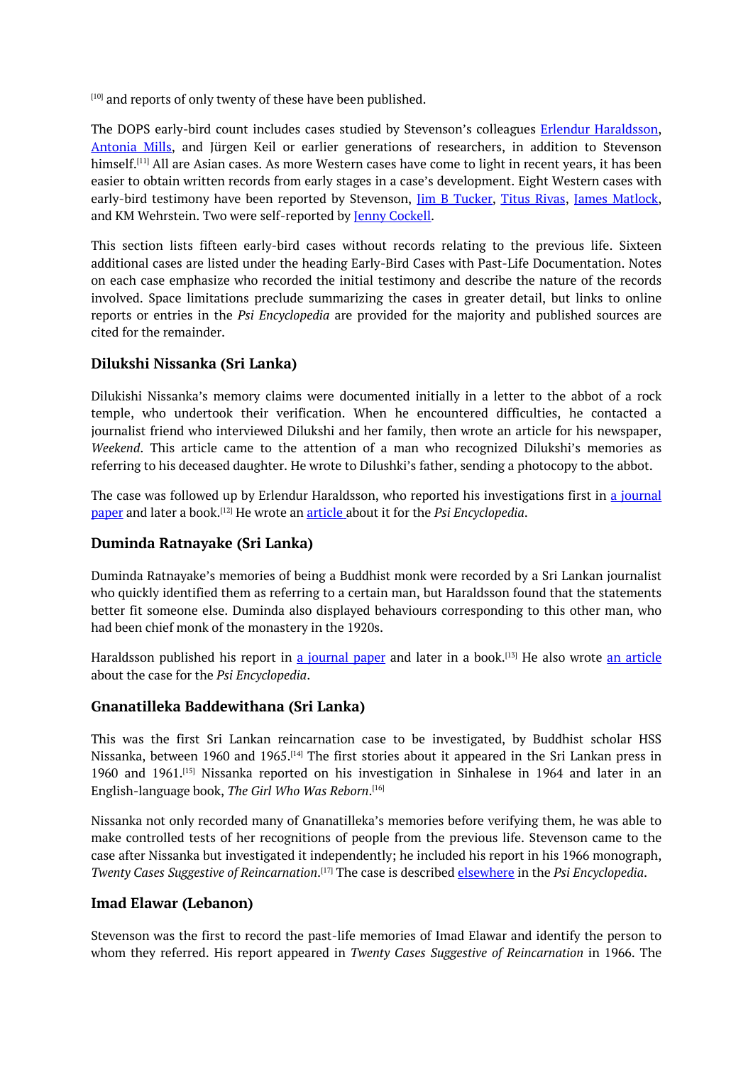[10] and reports of only twenty of these have been published.

The DOPS early-bird count includes cases studied by Stevenson's colleagues Erlendur Haraldsson, Antonia Mills, and Jürgen Keil or earlier generations of researchers, in addition to Stevenson himself.[11] All are Asian cases. As more Western cases have come to light in recent years, it has been easier to obtain written records from early stages in a case's development. Eight Western cases with early-bird testimony have been reported by Stevenson, Jim B Tucker, Titus Rivas, James Matlock, and KM Wehrstein. Two were self-reported by Jenny Cockell.

This section lists fifteen early-bird cases without records relating to the previous life. Sixteen additional cases are listed under the heading Early-Bird Cases with Past-Life Documentation. Notes on each case emphasize who recorded the initial testimony and describe the nature of the records involved. Space limitations preclude summarizing the cases in greater detail, but links to online reports or entries in the *Psi Encyclopedia* are provided for the majority and published sources are cited for the remainder.

### Dilukshi Nissanka (Sri Lanka)

Dilukishi Nissanka's memory claims were documented initially in a letter to the abbot of a rock temple, who undertook their verification. When he encountered difficulties, he contacted a journalist friend who interviewed Dilukshi and her family, then wrote an article for his newspaper, *Weekend*. This article came to the attention of a man who recognized Dilukshi's memories as referring to his deceased daughter. He wrote to Dilushki's father, sending a photocopy to the abbot.

The case was followed up by Erlendur Haraldsson, who reported his investigations first in a journal paper and later a book.[12] He wrote an article about it for the *Psi Encyclopedia*.

### Duminda Ratnayake (Sri Lanka)

Duminda Ratnayake's memories of being a Buddhist monk were recorded by a Sri Lankan journalist who quickly identified them as referring to a certain man, but Haraldsson found that the statements better fit someone else. Duminda also displayed behaviours corresponding to this other man, who had been chief monk of the monastery in the 1920s.

Haraldsson published his report in a journal paper and later in a book.[13] He also wrote an article about the case for the *Psi Encyclopedia*.

### Gnanatilleka Baddewithana (Sri Lanka)

This was the first Sri Lankan reincarnation case to be investigated, by Buddhist scholar HSS Nissanka, between 1960 and 1965.[14] The first stories about it appeared in the Sri Lankan press in 1960 and 1961.[15] Nissanka reported on his investigation in Sinhalese in 1964 and later in an English-language book, *The Girl Who Was Reborn*.[16]

Nissanka not only recorded many of Gnanatilleka's memories before verifying them, he was able to make controlled tests of her recognitions of people from the previous life. Stevenson came to the case after Nissanka but investigated it independently; he included his report in his 1966 monograph, *Twenty Cases Suggestive of Reincarnation*.[17] The case is described elsewhere in the *Psi Encyclopedia*.

### Imad Elawar (Lebanon)

Stevenson was the first to record the past-life memories of Imad Elawar and identify the person to whom they referred. His report appeared in *Twenty Cases Suggestive of Reincarnation* in 1966. The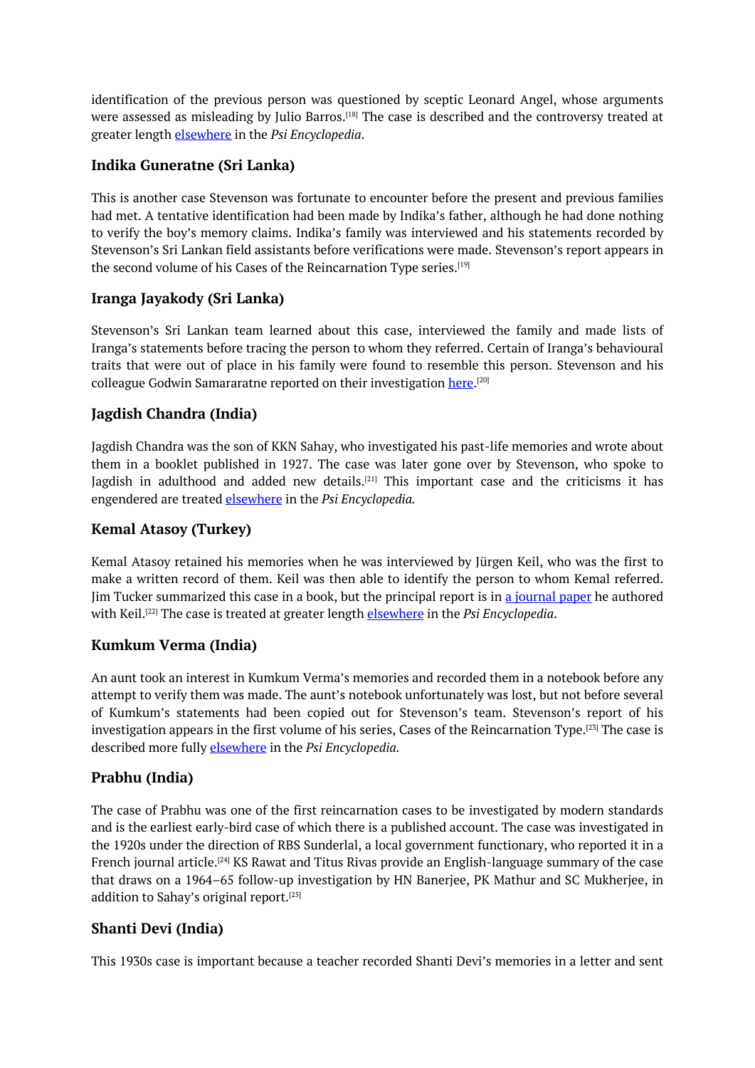identification of the previous person was questioned by sceptic Leonard Angel, whose arguments were assessed as misleading by Julio Barros.[18] The case is described and the controversy treated at greater length elsewhere in the *Psi Encyclopedia*.

### Indika Guneratne (Sri Lanka)

This is another case Stevenson was fortunate to encounter before the present and previous families had met. A tentative identification had been made by Indika's father, although he had done nothing to verify the boy's memory claims. Indika's family was interviewed and his statements recorded by Stevenson's Sri Lankan field assistants before verifications were made. Stevenson's report appears in the second volume of his Cases of the Reincarnation Type series.[19]

### Iranga Jayakody (Sri Lanka)

Stevenson's Sri Lankan team learned about this case, interviewed the family and made lists of Iranga's statements before tracing the person to whom they referred. Certain of Iranga's behavioural traits that were out of place in his family were found to resemble this person. Stevenson and his colleague Godwin Samararatne reported on their investigation here.[20]

### Jagdish Chandra (India)

Jagdish Chandra was the son of KKN Sahay, who investigated his past-life memories and wrote about them in a booklet published in 1927. The case was later gone over by Stevenson, who spoke to Jagdish in adulthood and added new details.[21] This important case and the criticisms it has engendered are treated elsewhere in the *Psi Encyclopedia.*

### Kemal Atasoy (Turkey)

Kemal Atasoy retained his memories when he was interviewed by Jürgen Keil, who was the first to make a written record of them. Keil was then able to identify the person to whom Kemal referred. Jim Tucker summarized this case in a book, but the principal report is in a journal paper he authored with Keil.[22] The case is treated at greater length elsewhere in the *Psi Encyclopedia*.

### Kumkum Verma (India)

An aunt took an interest in Kumkum Verma's memories and recorded them in a notebook before any attempt to verify them was made. The aunt's notebook unfortunately was lost, but not before several of Kumkum's statements had been copied out for Stevenson's team. Stevenson's report of his investigation appears in the first volume of his series, Cases of the Reincarnation Type.[23] The case is described more fully elsewhere in the *Psi Encyclopedia.*

### Prabhu (India)

The case of Prabhu was one of the first reincarnation cases to be investigated by modern standards and is the earliest early-bird case of which there is a published account. The case was investigated in the 1920s under the direction of RBS Sunderlal, a local government functionary, who reported it in a French journal article.[24] KS Rawat and Titus Rivas provide an English-language summary of the case that draws on a 1964–65 follow-up investigation by HN Banerjee, PK Mathur and SC Mukherjee, in addition to Sahay's original report.[25]

### Shanti Devi (India)

This 1930s case is important because a teacher recorded Shanti Devi's memories in a letter and sent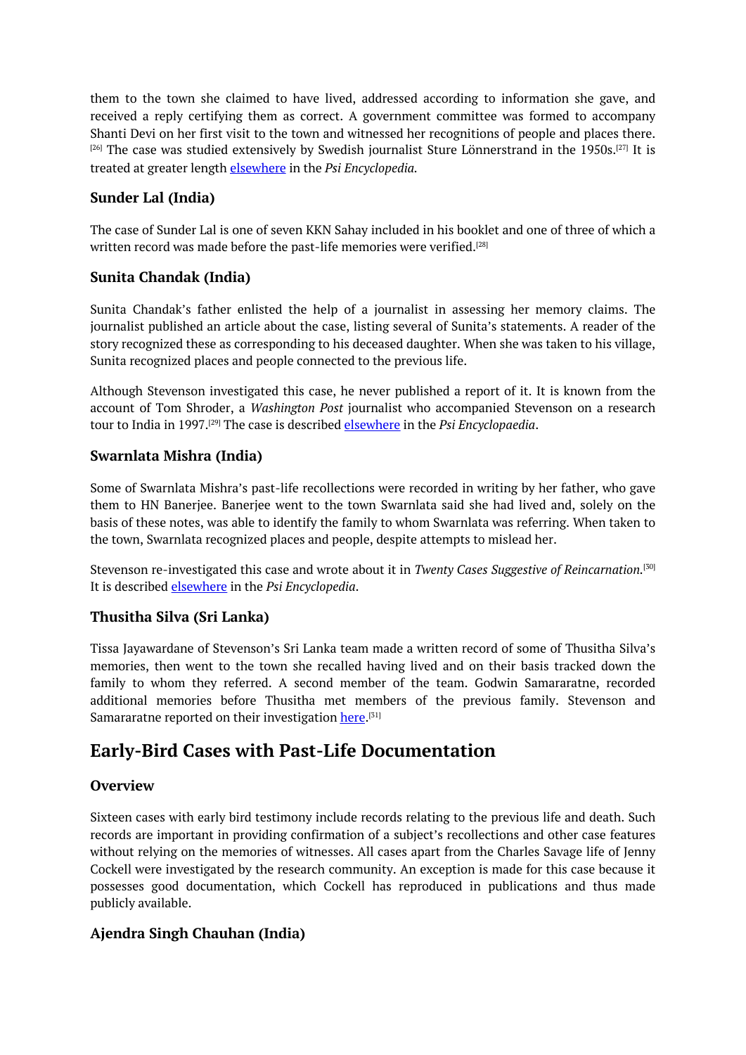them to the town she claimed to have lived, addressed according to information she gave, and received a reply certifying them as correct. A government committee was formed to accompany Shanti Devi on her first visit to the town and witnessed her recognitions of people and places there.[26] The case was studied extensively by Swedish journalist Sture Lönnerstrand in the 1950s.[27] It is treated at greater length elsewhere in the *Psi Encyclopedia.*

### Sunder Lal (India)

The case of Sunder Lal is one of seven KKN Sahay included in his booklet and one of three of which a written record was made before the past-life memories were verified.[28]

### Sunita Chandak (India)

Sunita Chandak's father enlisted the help of a journalist in assessing her memory claims. The journalist published an article about the case, listing several of Sunita's statements. A reader of the story recognized these as corresponding to his deceased daughter. When she was taken to his village, Sunita recognized places and people connected to the previous life.

Although Stevenson investigated this case, he never published a report of it. It is known from the account of Tom Shroder, a *Washington Post* journalist who accompanied Stevenson on a research tour to India in 1997.[29] The case is described elsewhere in the *Psi Encyclopaedia*.

### Swarnlata Mishra (India)

Some of Swarnlata Mishra's past-life recollections were recorded in writing by her father, who gave them to HN Banerjee. Banerjee went to the town Swarnlata said she had lived and, solely on the basis of these notes, was able to identify the family to whom Swarnlata was referring. When taken to the town, Swarnlata recognized places and people, despite attempts to mislead her.

Stevenson re-investigated this case and wrote about it in *Twenty Cases Suggestive of Reincarnation.*[30] It is described elsewhere in the *Psi Encyclopedia*.

### Thusitha Silva (Sri Lanka)

Tissa Jayawardane of Stevenson's Sri Lanka team made a written record of some of Thusitha Silva's memories, then went to the town she recalled having lived and on their basis tracked down the family to whom they referred. A second member of the team. Godwin Samararatne, recorded additional memories before Thusitha met members of the previous family. Stevenson and Samararatne reported on their investigation here.[31]

## Early-Bird Cases with Past-Life Documentation

### Overview

Sixteen cases with early bird testimony include records relating to the previous life and death. Such records are important in providing confirmation of a subject's recollections and other case features without relying on the memories of witnesses. All cases apart from the Charles Savage life of Jenny Cockell were investigated by the research community. An exception is made for this case because it possesses good documentation, which Cockell has reproduced in publications and thus made publicly available.

### Ajendra Singh Chauhan (India)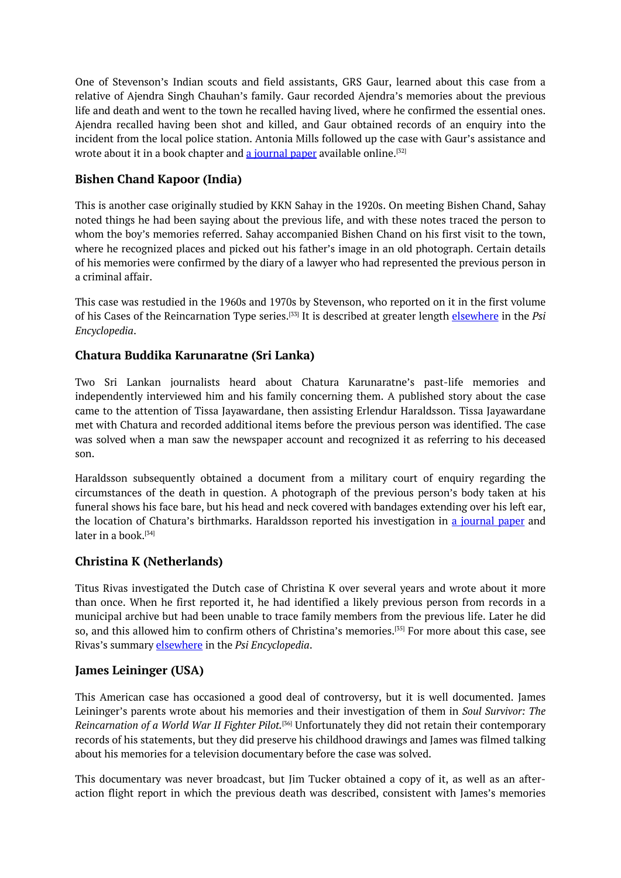One of Stevenson's Indian scouts and field assistants, GRS Gaur, learned about this case from a relative of Ajendra Singh Chauhan's family. Gaur recorded Ajendra's memories about the previous life and death and went to the town he recalled having lived, where he confirmed the essential ones. Ajendra recalled having been shot and killed, and Gaur obtained records of an enquiry into the incident from the local police station. Antonia Mills followed up the case with Gaur's assistance and wrote about it in a book chapter and a journal paper available online.[32]

### Bishen Chand Kapoor (India)

This is another case originally studied by KKN Sahay in the 1920s. On meeting Bishen Chand, Sahay noted things he had been saying about the previous life, and with these notes traced the person to whom the boy's memories referred. Sahay accompanied Bishen Chand on his first visit to the town, where he recognized places and picked out his father's image in an old photograph. Certain details of his memories were confirmed by the diary of a lawyer who had represented the previous person in a criminal affair.

This case was restudied in the 1960s and 1970s by Stevenson, who reported on it in the first volume of his Cases of the Reincarnation Type series.[33] It is described at greater length elsewhere in the *Psi Encyclopedia*.

### Chatura Buddika Karunaratne (Sri Lanka)

Two Sri Lankan journalists heard about Chatura Karunaratne's past-life memories and independently interviewed him and his family concerning them. A published story about the case came to the attention of Tissa Jayawardane, then assisting Erlendur Haraldsson. Tissa Jayawardane met with Chatura and recorded additional items before the previous person was identified. The case was solved when a man saw the newspaper account and recognized it as referring to his deceased son.

Haraldsson subsequently obtained a document from a military court of enquiry regarding the circumstances of the death in question. A photograph of the previous person's body taken at his funeral shows his face bare, but his head and neck covered with bandages extending over his left ear, the location of Chatura's birthmarks. Haraldsson reported his investigation in a journal paper and later in a book.[34]

### Christina K (Netherlands)

Titus Rivas investigated the Dutch case of Christina K over several years and wrote about it more than once. When he first reported it, he had identified a likely previous person from records in a municipal archive but had been unable to trace family members from the previous life. Later he did so, and this allowed him to confirm others of Christina's memories.[35] For more about this case, see Rivas's summary elsewhere in the *Psi Encyclopedia*.

### James Leininger (USA)

This American case has occasioned a good deal of controversy, but it is well documented. James Leininger's parents wrote about his memories and their investigation of them in *Soul Survivor: The Reincarnation of a World War II Fighter Pilot.*[36] Unfortunately they did not retain their contemporary records of his statements, but they did preserve his childhood drawings and James was filmed talking about his memories for a television documentary before the case was solved.

This documentary was never broadcast, but Jim Tucker obtained a copy of it, as well as an after-action flight report in which the previous death was described, consistent with James's memories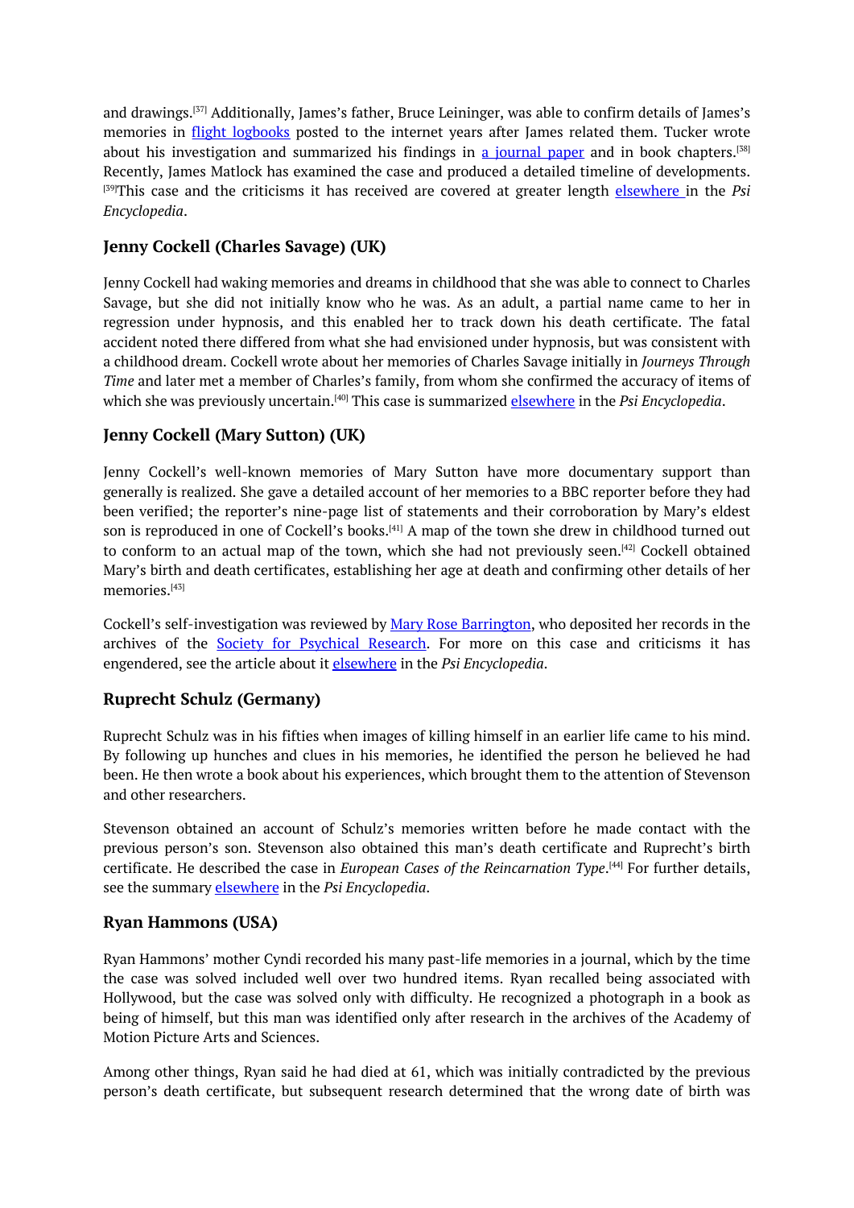and drawings.[37] Additionally, James's father, Bruce Leininger, was able to confirm details of James's memories in flight logbooks posted to the internet years after James related them. Tucker wrote about his investigation and summarized his findings in a journal paper and in book chapters.[38] Recently, James Matlock has examined the case and produced a detailed timeline of developments.[39]This case and the criticisms it has received are covered at greater length elsewhere in the *Psi Encyclopedia*.

### Jenny Cockell (Charles Savage) (UK)

Jenny Cockell had waking memories and dreams in childhood that she was able to connect to Charles Savage, but she did not initially know who he was. As an adult, a partial name came to her in regression under hypnosis, and this enabled her to track down his death certificate. The fatal accident noted there differed from what she had envisioned under hypnosis, but was consistent with a childhood dream. Cockell wrote about her memories of Charles Savage initially in *Journeys Through Time* and later met a member of Charles's family, from whom she confirmed the accuracy of items of which she was previously uncertain.[40] This case is summarized elsewhere in the *Psi Encyclopedia*.

### Jenny Cockell (Mary Sutton) (UK)

Jenny Cockell's well-known memories of Mary Sutton have more documentary support than generally is realized. She gave a detailed account of her memories to a BBC reporter before they had been verified; the reporter's nine-page list of statements and their corroboration by Mary's eldest son is reproduced in one of Cockell's books.[41] A map of the town she drew in childhood turned out to conform to an actual map of the town, which she had not previously seen.[42] Cockell obtained Mary's birth and death certificates, establishing her age at death and confirming other details of her memories.[43]

Cockell's self-investigation was reviewed by Mary Rose Barrington, who deposited her records in the archives of the Society for Psychical Research. For more on this case and criticisms it has engendered, see the article about it elsewhere in the *Psi Encyclopedia*.

### Ruprecht Schulz (Germany)

Ruprecht Schulz was in his fifties when images of killing himself in an earlier life came to his mind. By following up hunches and clues in his memories, he identified the person he believed he had been. He then wrote a book about his experiences, which brought them to the attention of Stevenson and other researchers.

Stevenson obtained an account of Schulz's memories written before he made contact with the previous person's son. Stevenson also obtained this man's death certificate and Ruprecht's birth certificate. He described the case in *European Cases of the Reincarnation Type*.[44] For further details, see the summary elsewhere in the *Psi Encyclopedia*.

### Ryan Hammons (USA)

Ryan Hammons' mother Cyndi recorded his many past-life memories in a journal, which by the time the case was solved included well over two hundred items. Ryan recalled being associated with Hollywood, but the case was solved only with difficulty. He recognized a photograph in a book as being of himself, but this man was identified only after research in the archives of the Academy of Motion Picture Arts and Sciences.

Among other things, Ryan said he had died at 61, which was initially contradicted by the previous person's death certificate, but subsequent research determined that the wrong date of birth was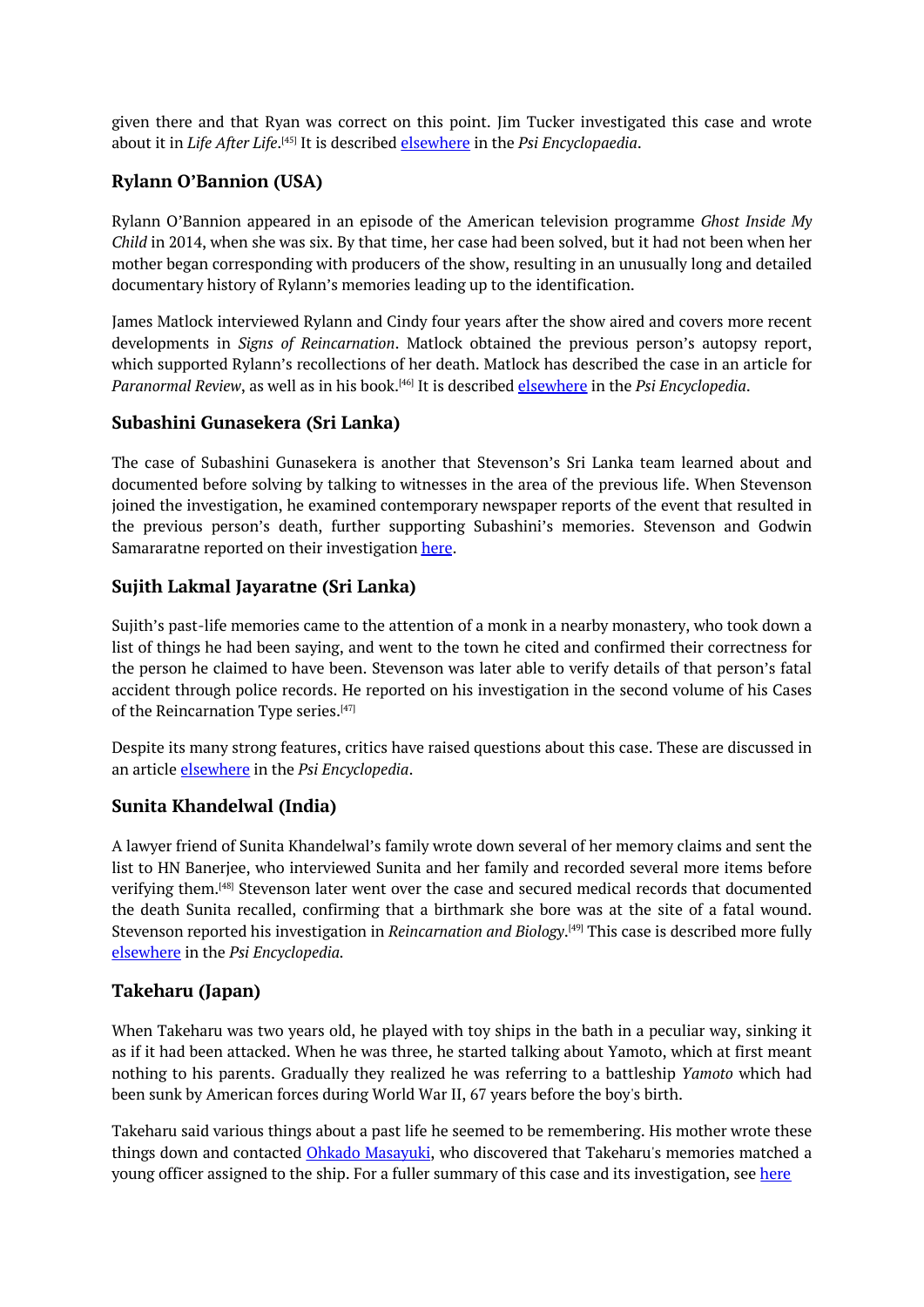given there and that Ryan was correct on this point. Jim Tucker investigated this case and wrote about it in *Life After Life*.[45] It is described elsewhere in the *Psi Encyclopaedia*.

### Rylann O'Bannion (USA)

Rylann O'Bannion appeared in an episode of the American television programme *Ghost Inside My Child* in 2014, when she was six. By that time, her case had been solved, but it had not been when her mother began corresponding with producers of the show, resulting in an unusually long and detailed documentary history of Rylann's memories leading up to the identification.

James Matlock interviewed Rylann and Cindy four years after the show aired and covers more recent developments in *Signs of Reincarnation*. Matlock obtained the previous person's autopsy report, which supported Rylann's recollections of her death. Matlock has described the case in an article for *Paranormal Review*, as well as in his book.[46] It is described elsewhere in the *Psi Encyclopedia*.

### Subashini Gunasekera (Sri Lanka)

The case of Subashini Gunasekera is another that Stevenson's Sri Lanka team learned about and documented before solving by talking to witnesses in the area of the previous life. When Stevenson joined the investigation, he examined contemporary newspaper reports of the event that resulted in the previous person's death, further supporting Subashini's memories. Stevenson and Godwin Samararatne reported on their investigation here.

### Sujith Lakmal Jayaratne (Sri Lanka)

Sujith's past-life memories came to the attention of a monk in a nearby monastery, who took down a list of things he had been saying, and went to the town he cited and confirmed their correctness for the person he claimed to have been. Stevenson was later able to verify details of that person's fatal accident through police records. He reported on his investigation in the second volume of his Cases of the Reincarnation Type series.[47]

Despite its many strong features, critics have raised questions about this case. These are discussed in an article elsewhere in the *Psi Encyclopedia*.

### Sunita Khandelwal (India)

A lawyer friend of Sunita Khandelwal's family wrote down several of her memory claims and sent the list to HN Banerjee, who interviewed Sunita and her family and recorded several more items before verifying them.[48] Stevenson later went over the case and secured medical records that documented the death Sunita recalled, confirming that a birthmark she bore was at the site of a fatal wound. Stevenson reported his investigation in *Reincarnation and Biology*.[49] This case is described more fully elsewhere in the *Psi Encyclopedia.*

### Takeharu (Japan)

When Takeharu was two years old, he played with toy ships in the bath in a peculiar way, sinking it as if it had been attacked. When he was three, he started talking about Yamoto, which at first meant nothing to his parents. Gradually they realized he was referring to a battleship *Yamoto* which had been sunk by American forces during World War II, 67 years before the boy's birth.

Takeharu said various things about a past life he seemed to be remembering. His mother wrote these things down and contacted Ohkado Masayuki, who discovered that Takeharu's memories matched a young officer assigned to the ship. For a fuller summary of this case and its investigation, see here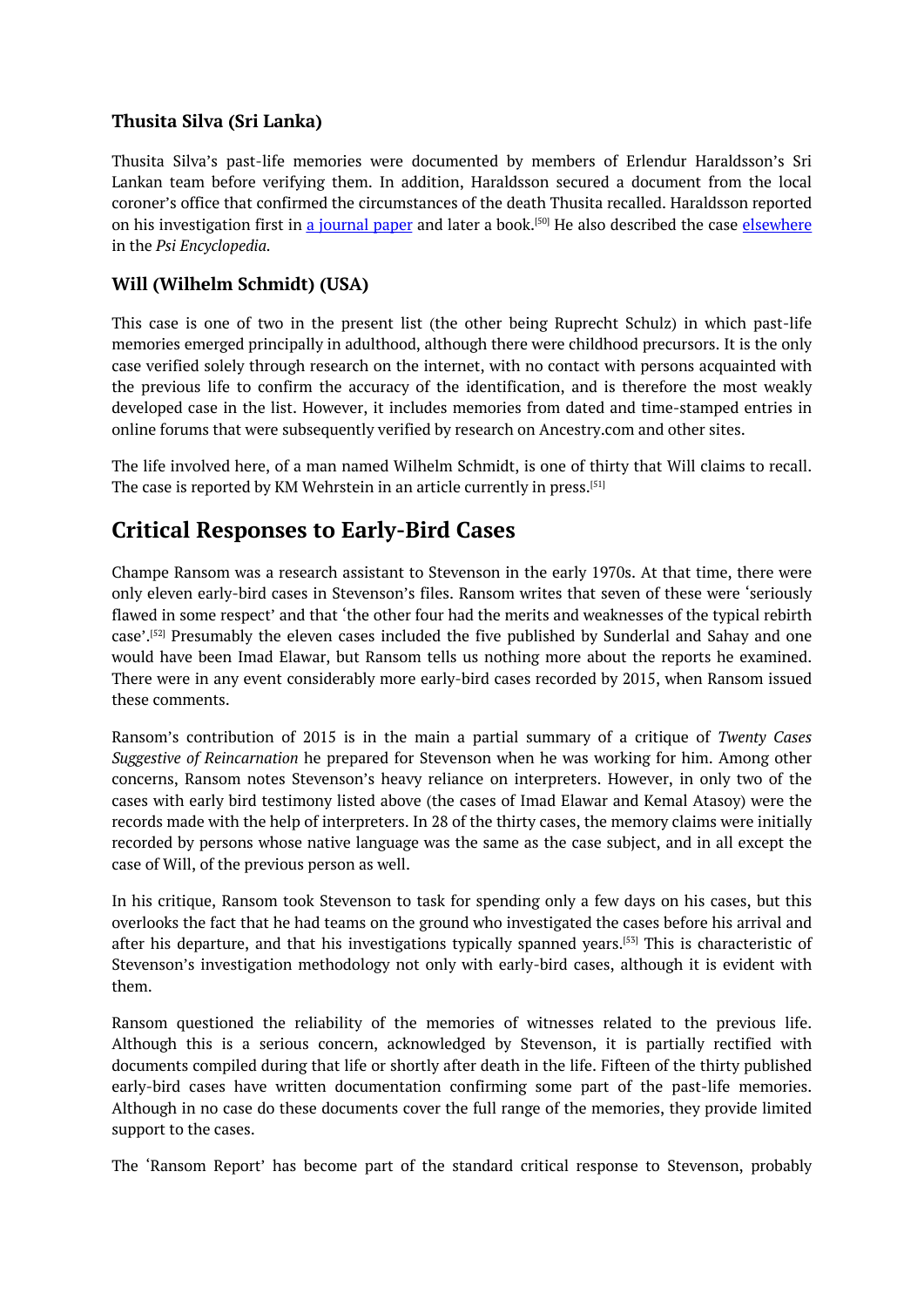### Thusita Silva (Sri Lanka)

Thusita Silva's past-life memories were documented by members of Erlendur Haraldsson's Sri Lankan team before verifying them. In addition, Haraldsson secured a document from the local coroner's office that confirmed the circumstances of the death Thusita recalled. Haraldsson reported on his investigation first in [a journal paper](#) and later a book.[50] He also described the case [elsewhere](#) in the *Psi Encyclopedia*.

### Will (Wilhelm Schmidt) (USA)

This case is one of two in the present list (the other being Ruprecht Schulz) in which past-life memories emerged principally in adulthood, although there were childhood precursors. It is the only case verified solely through research on the internet, with no contact with persons acquainted with the previous life to confirm the accuracy of the identification, and is therefore the most weakly developed case in the list. However, it includes memories from dated and time-stamped entries in online forums that were subsequently verified by research on Ancestry.com and other sites.

The life involved here, of a man named Wilhelm Schmidt, is one of thirty that Will claims to recall. The case is reported by KM Wehrstein in an article currently in press.[51]

## Critical Responses to Early-Bird Cases

Champe Ransom was a research assistant to Stevenson in the early 1970s. At that time, there were only eleven early-bird cases in Stevenson's files. Ransom writes that seven of these were 'seriously flawed in some respect' and that 'the other four had the merits and weaknesses of the typical rebirth case'.[52] Presumably the eleven cases included the five published by Sunderlal and Sahay and one would have been Imad Elawar, but Ransom tells us nothing more about the reports he examined. There were in any event considerably more early-bird cases recorded by 2015, when Ransom issued these comments.

Ransom's contribution of 2015 is in the main a partial summary of a critique of *Twenty Cases Suggestive of Reincarnation* he prepared for Stevenson when he was working for him. Among other concerns, Ransom notes Stevenson's heavy reliance on interpreters. However, in only two of the cases with early bird testimony listed above (the cases of Imad Elawar and Kemal Atasoy) were the records made with the help of interpreters. In 28 of the thirty cases, the memory claims were initially recorded by persons whose native language was the same as the case subject, and in all except the case of Will, of the previous person as well.

In his critique, Ransom took Stevenson to task for spending only a few days on his cases, but this overlooks the fact that he had teams on the ground who investigated the cases before his arrival and after his departure, and that his investigations typically spanned years.[53] This is characteristic of Stevenson's investigation methodology not only with early-bird cases, although it is evident with them.

Ransom questioned the reliability of the memories of witnesses related to the previous life. Although this is a serious concern, acknowledged by Stevenson, it is partially rectified with documents compiled during that life or shortly after death in the life. Fifteen of the thirty published early-bird cases have written documentation confirming some part of the past-life memories. Although in no case do these documents cover the full range of the memories, they provide limited support to the cases.

The 'Ransom Report' has become part of the standard critical response to Stevenson, probably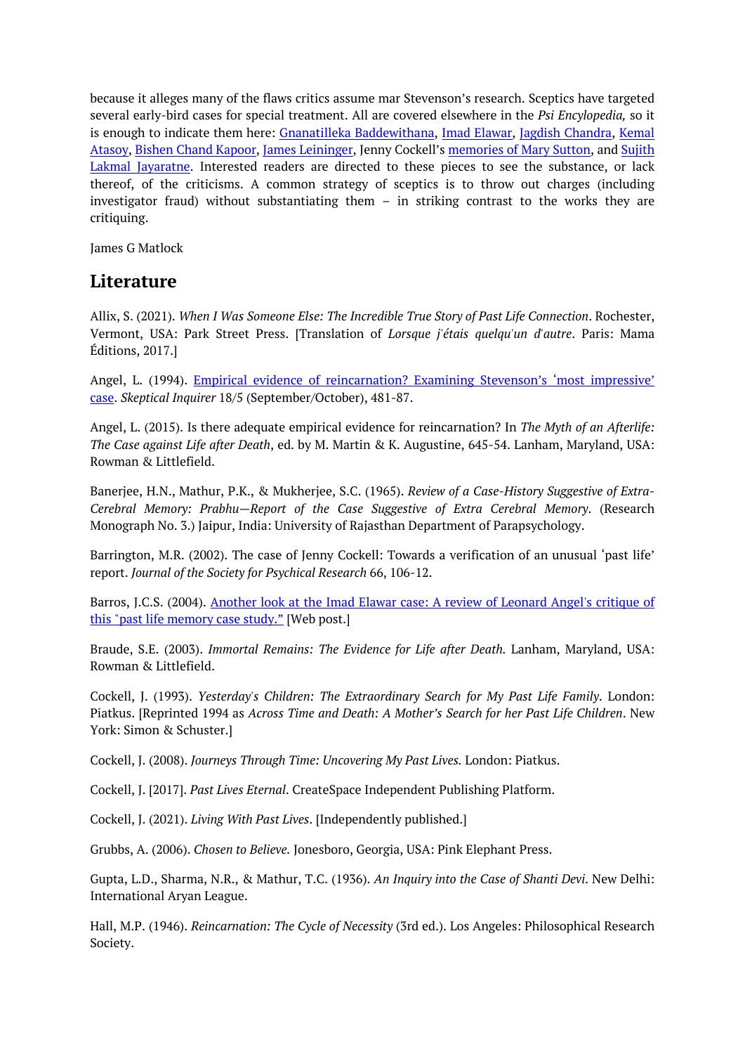because it alleges many of the flaws critics assume mar Stevenson's research. Sceptics have targeted several early-bird cases for special treatment. All are covered elsewhere in the *Psi Encyclopedia,* so it is enough to indicate them here: Gnanatilleka Baddewithana, Imad Elawar, Jagdish Chandra, Kemal Atasoy, Bishen Chand Kapoor, James Leininger, Jenny Cockell's memories of Mary Sutton, and Sujith Lakmal Jayaratne. Interested readers are directed to these pieces to see the substance, or lack thereof, of the criticisms. A common strategy of sceptics is to throw out charges (including investigator fraud) without substantiating them – in striking contrast to the works they are critiquing.

James G Matlock

## Literature

Allix, S. (2021). *When I Was Someone Else: The Incredible True Story of Past Life Connection*. Rochester, Vermont, USA: Park Street Press. [Translation of *Lorsque j'étais quelqu'un d'autre*. Paris: Mama Éditions, 2017.]

Angel, L. (1994). Empirical evidence of reincarnation? Examining Stevenson's 'most impressive' case. *Skeptical Inquirer* 18/5 (September/October), 481-87.

Angel, L. (2015). Is there adequate empirical evidence for reincarnation? In *The Myth of an Afterlife: The Case against Life after Death*, ed. by M. Martin & K. Augustine, 645-54. Lanham, Maryland, USA: Rowman & Littlefield.

Banerjee, H.N., Mathur, P.K., & Mukherjee, S.C. (1965). *Review of a Case-History Suggestive of Extra-Cerebral Memory: Prabhu—Report of the Case Suggestive of Extra Cerebral Memory*. (Research Monograph No. 3.) Jaipur, India: University of Rajasthan Department of Parapsychology.

Barrington, M.R. (2002). The case of Jenny Cockell: Towards a verification of an unusual 'past life' report. *Journal of the Society for Psychical Research* 66, 106-12.

Barros, J.C.S. (2004). Another look at the Imad Elawar case: A review of Leonard Angel's critique of this "past life memory case study." [Web post.]

Braude, S.E. (2003). *Immortal Remains: The Evidence for Life after Death.* Lanham, Maryland, USA: Rowman & Littlefield.

Cockell, J. (1993). *Yesterday's Children: The Extraordinary Search for My Past Life Family*. London: Piatkus. [Reprinted 1994 as *Across Time and Death: A Mother's Search for her Past Life Children*. New York: Simon & Schuster.]

Cockell, J. (2008). *Journeys Through Time: Uncovering My Past Lives.* London: Piatkus.

Cockell, J. [2017]. *Past Lives Eternal*. CreateSpace Independent Publishing Platform.

Cockell, J. (2021). *Living With Past Lives*. [Independently published.]

Grubbs, A. (2006). *Chosen to Believe.* Jonesboro, Georgia, USA: Pink Elephant Press.

Gupta, L.D., Sharma, N.R., & Mathur, T.C. (1936). *An Inquiry into the Case of Shanti Devi*. New Delhi: International Aryan League.

Hall, M.P. (1946). *Reincarnation: The Cycle of Necessity* (3rd ed.). Los Angeles: Philosophical Research Society.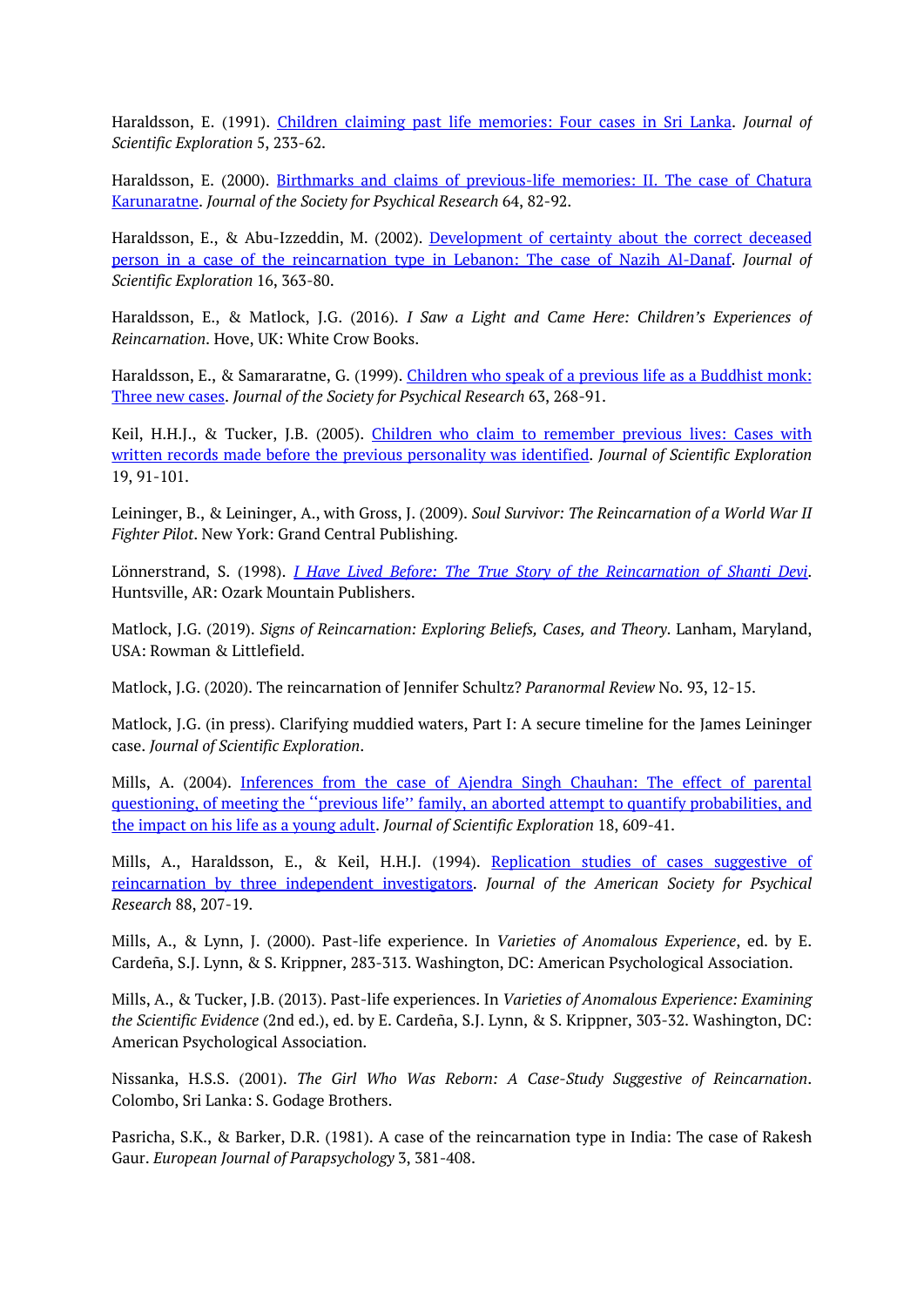Haraldsson, E. (1991). Children claiming past life memories: Four cases in Sri Lanka. *Journal of Scientific Exploration* 5, 233-62.

Haraldsson, E. (2000). Birthmarks and claims of previous-life memories: II. The case of Chatura Karunaratne. *Journal of the Society for Psychical Research* 64, 82-92.

Haraldsson, E., & Abu-Izzeddin, M. (2002). Development of certainty about the correct deceased person in a case of the reincarnation type in Lebanon: The case of Nazih Al-Danaf. *Journal of Scientific Exploration* 16, 363-80.

Haraldsson, E., & Matlock, J.G. (2016). *I Saw a Light and Came Here: Children's Experiences of Reincarnation*. Hove, UK: White Crow Books.

Haraldsson, E., & Samararatne, G. (1999). Children who speak of a previous life as a Buddhist monk: Three new cases. *Journal of the Society for Psychical Research* 63, 268-91.

Keil, H.H.J., & Tucker, J.B. (2005). Children who claim to remember previous lives: Cases with written records made before the previous personality was identified. *Journal of Scientific Exploration* 19, 91-101.

Leininger, B., & Leininger, A., with Gross, J. (2009). *Soul Survivor: The Reincarnation of a World War II Fighter Pilot*. New York: Grand Central Publishing.

Lönnerstrand, S. (1998). *I Have Lived Before: The True Story of the Reincarnation of Shanti Devi*. Huntsville, AR: Ozark Mountain Publishers.

Matlock, J.G. (2019). *Signs of Reincarnation: Exploring Beliefs, Cases, and Theory*. Lanham, Maryland, USA: Rowman & Littlefield.

Matlock, J.G. (2020). The reincarnation of Jennifer Schultz? *Paranormal Review* No. 93, 12-15.

Matlock, J.G. (in press). Clarifying muddied waters, Part I: A secure timeline for the James Leininger case. *Journal of Scientific Exploration*.

Mills, A. (2004). Inferences from the case of Ajendra Singh Chauhan: The effect of parental questioning, of meeting the ''previous life'' family, an aborted attempt to quantify probabilities, and the impact on his life as a young adult. *Journal of Scientific Exploration* 18, 609-41.

Mills, A., Haraldsson, E., & Keil, H.H.J. (1994). Replication studies of cases suggestive of reincarnation by three independent investigators. *Journal of the American Society for Psychical Research* 88, 207-19.

Mills, A., & Lynn, J. (2000). Past-life experience. In *Varieties of Anomalous Experience*, ed. by E. Cardeña, S.J. Lynn, & S. Krippner, 283-313. Washington, DC: American Psychological Association.

Mills, A., & Tucker, J.B. (2013). Past-life experiences. In *Varieties of Anomalous Experience: Examining the Scientific Evidence* (2nd ed.), ed. by E. Cardeña, S.J. Lynn, & S. Krippner, 303-32. Washington, DC: American Psychological Association.

Nissanka, H.S.S. (2001). *The Girl Who Was Reborn: A Case-Study Suggestive of Reincarnation*. Colombo, Sri Lanka: S. Godage Brothers.

Pasricha, S.K., & Barker, D.R. (1981). A case of the reincarnation type in India: The case of Rakesh Gaur. *European Journal of Parapsychology* 3, 381-408.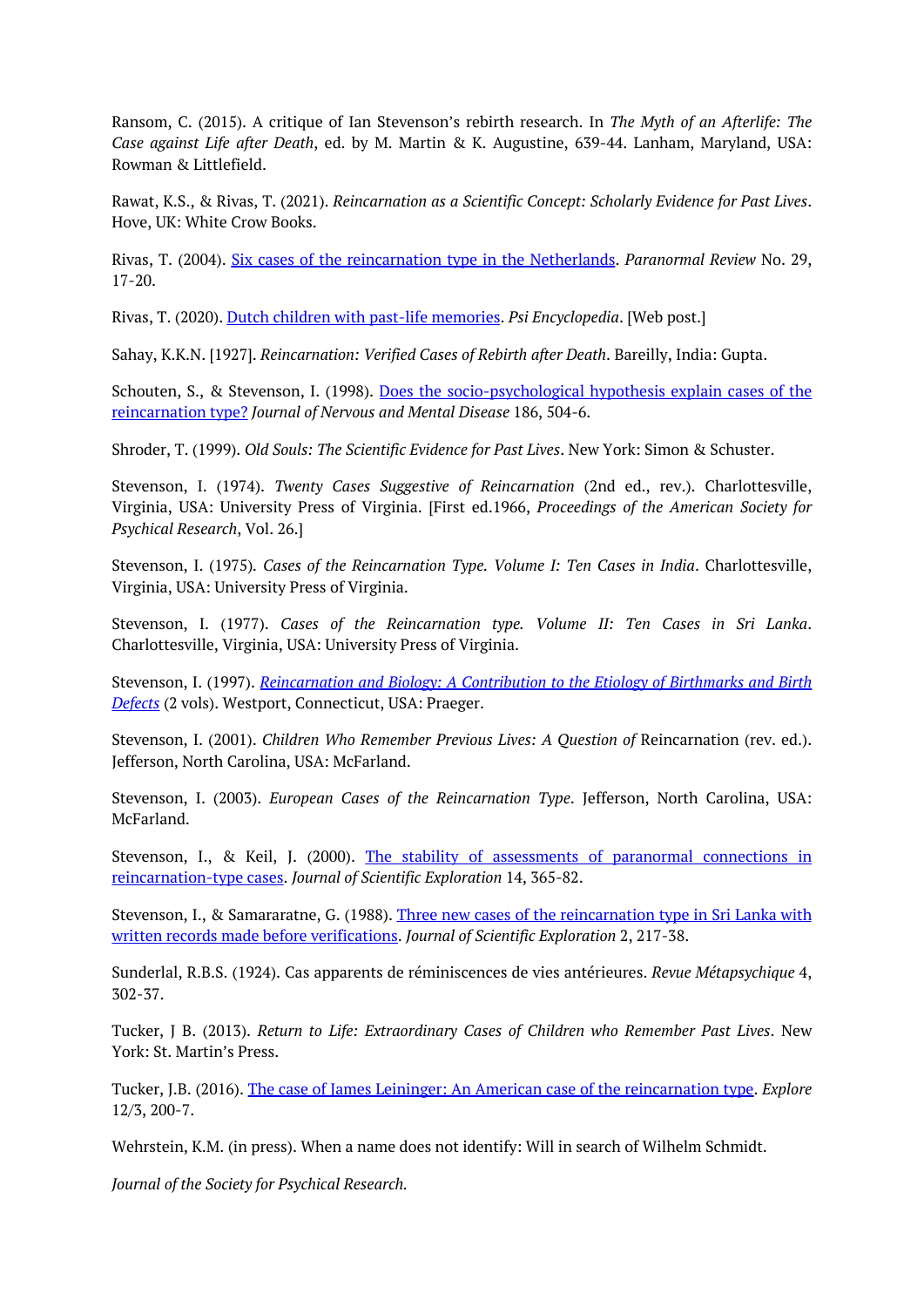Ransom, C. (2015). A critique of Ian Stevenson's rebirth research. In *The Myth of an Afterlife: The Case against Life after Death*, ed. by M. Martin & K. Augustine, 639-44. Lanham, Maryland, USA: Rowman & Littlefield.

Rawat, K.S., & Rivas, T. (2021). *Reincarnation as a Scientific Concept: Scholarly Evidence for Past Lives*. Hove, UK: White Crow Books.

Rivas, T. (2004). Six cases of the reincarnation type in the Netherlands. *Paranormal Review* No. 29, 17-20.

Rivas, T. (2020). Dutch children with past-life memories. *Psi Encyclopedia*. [Web post.]

Sahay, K.K.N. [1927]. *Reincarnation: Verified Cases of Rebirth after Death*. Bareilly, India: Gupta.

Schouten, S., & Stevenson, I. (1998). Does the socio-psychological hypothesis explain cases of the reincarnation type? *Journal of Nervous and Mental Disease* 186, 504-6.

Shroder, T. (1999). *Old Souls: The Scientific Evidence for Past Lives*. New York: Simon & Schuster.

Stevenson, I. (1974). *Twenty Cases Suggestive of Reincarnation* (2nd ed., rev.). Charlottesville, Virginia, USA: University Press of Virginia. [First ed.1966, *Proceedings of the American Society for Psychical Research*, Vol. 26.]

Stevenson, I. (1975). *Cases of the Reincarnation Type. Volume I: Ten Cases in India*. Charlottesville, Virginia, USA: University Press of Virginia.

Stevenson, I. (1977). *Cases of the Reincarnation type. Volume II: Ten Cases in Sri Lanka*. Charlottesville, Virginia, USA: University Press of Virginia.

Stevenson, I. (1997). *Reincarnation and Biology: A Contribution to the Etiology of Birthmarks and Birth Defects* (2 vols). Westport, Connecticut, USA: Praeger.

Stevenson, I. (2001). *Children Who Remember Previous Lives: A Question of* Reincarnation (rev. ed.). Jefferson, North Carolina, USA: McFarland.

Stevenson, I. (2003). *European Cases of the Reincarnation Type*. Jefferson, North Carolina, USA: McFarland.

Stevenson, I., & Keil, J. (2000). The stability of assessments of paranormal connections in reincarnation-type cases. *Journal of Scientific Exploration* 14, 365-82.

Stevenson, I., & Samararatne, G. (1988). Three new cases of the reincarnation type in Sri Lanka with written records made before verifications. *Journal of Scientific Exploration* 2, 217-38.

Sunderlal, R.B.S. (1924). Cas apparents de réminiscences de vies antérieures. *Revue Métapsychique* 4, 302-37.

Tucker, J B. (2013). *Return to Life: Extraordinary Cases of Children who Remember Past Lives*. New York: St. Martin's Press.

Tucker, J.B. (2016). The case of James Leininger: An American case of the reincarnation type. *Explore* 12/3, 200-7.

Wehrstein, K.M. (in press). When a name does not identify: Will in search of Wilhelm Schmidt.

*Journal of the Society for Psychical Research.*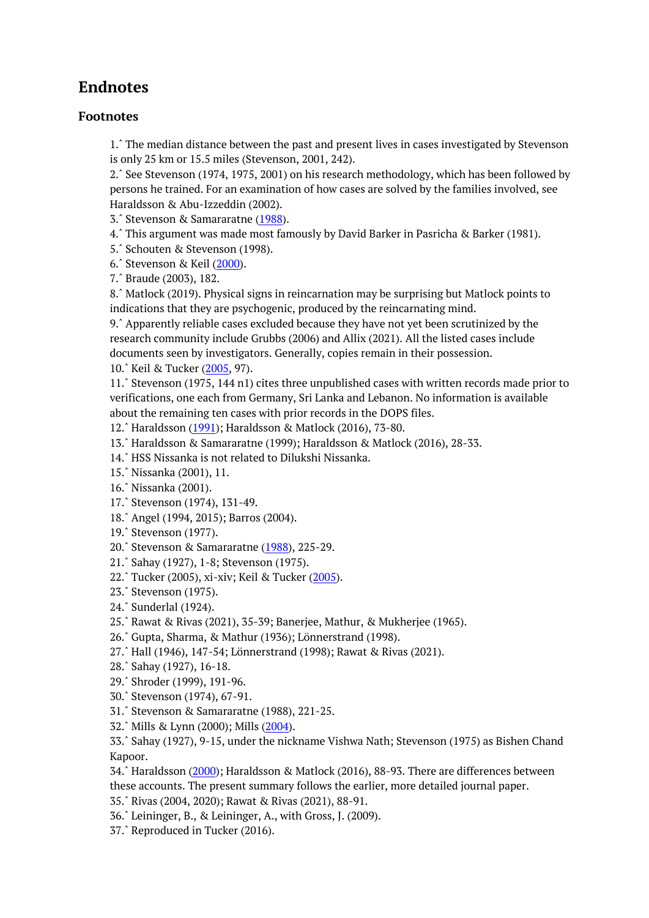## Endnotes

### Footnotes

1. ^ The median distance between the past and present lives in cases investigated by Stevenson is only 25 km or 15.5 miles (Stevenson, 2001, 242).
2. ^ See Stevenson (1974, 1975, 2001) on his research methodology, which has been followed by persons he trained. For an examination of how cases are solved by the families involved, see Haraldsson & Abu-Izzeddin (2002).
3. ^ Stevenson & Samararatne (1988).
4. ^ This argument was made most famously by David Barker in Pasricha & Barker (1981).
5. ^ Schouten & Stevenson (1998).
6. ^ Stevenson & Keil (2000).
7. ^ Braude (2003), 182.
8. ^ Matlock (2019). Physical signs in reincarnation may be surprising but Matlock points to indications that they are psychogenic, produced by the reincarnating mind.
9. ^ Apparently reliable cases excluded because they have not yet been scrutinized by the research community include Grubbs (2006) and Allix (2021). All the listed cases include documents seen by investigators. Generally, copies remain in their possession.
10. ^ Keil & Tucker (2005, 97).
11. ^ Stevenson (1975, 144 n1) cites three unpublished cases with written records made prior to verifications, one each from Germany, Sri Lanka and Lebanon. No information is available about the remaining ten cases with prior records in the DOPS files.
12. ^ Haraldsson (1991); Haraldsson & Matlock (2016), 73-80.
13. ^ Haraldsson & Samararatne (1999); Haraldsson & Matlock (2016), 28-33.
14. ^ HSS Nissanka is not related to Dilukshi Nissanka.
15. ^ Nissanka (2001), 11.
16. ^ Nissanka (2001).
17. ^ Stevenson (1974), 131-49.
18. ^ Angel (1994, 2015); Barros (2004).
19. ^ Stevenson (1977).
20. ^ Stevenson & Samararatne (1988), 225-29.
21. ^ Sahay (1927), 1-8; Stevenson (1975).
22. ^ Tucker (2005), xi-xiv; Keil & Tucker (2005).
23. ^ Stevenson (1975).
24. ^ Sunderlal (1924).
25. ^ Rawat & Rivas (2021), 35-39; Banerjee, Mathur, & Mukherjee (1965).
26. ^ Gupta, Sharma, & Mathur (1936); Lönnerstrand (1998).
27. ^ Hall (1946), 147-54; Lönnerstrand (1998); Rawat & Rivas (2021).
28. ^ Sahay (1927), 16-18.
29. ^ Shroder (1999), 191-96.
30. ^ Stevenson (1974), 67-91.
31. ^ Stevenson & Samararatne (1988), 221-25.
32. ^ Mills & Lynn (2000); Mills (2004).
33. ^ Sahay (1927), 9-15, under the nickname Vishwa Nath; Stevenson (1975) as Bishen Chand Kapoor.
34. ^ Haraldsson (2000); Haraldsson & Matlock (2016), 88-93. There are differences between these accounts. The present summary follows the earlier, more detailed journal paper.
35. ^ Rivas (2004, 2020); Rawat & Rivas (2021), 88-91.
36. ^ Leininger, B., & Leininger, A., with Gross, J. (2009).
37. ^ Reproduced in Tucker (2016).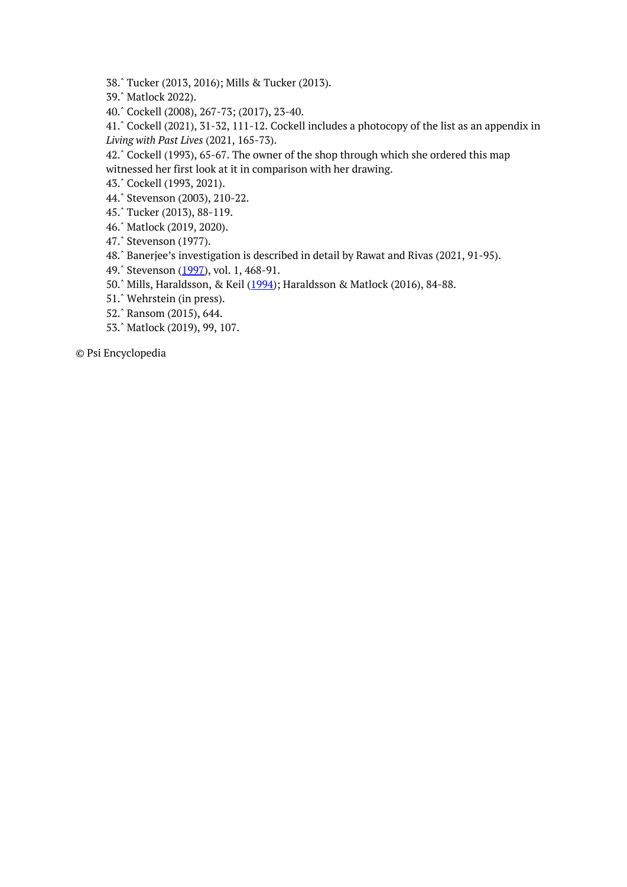38.^ Tucker (2013, 2016); Mills & Tucker (2013).
39.^ Matlock 2022).
40.^ Cockell (2008), 267-73; (2017), 23-40.
41.^ Cockell (2021), 31-32, 111-12. Cockell includes a photocopy of the list as an appendix in *Living with Past Lives* (2021, 165-73).
42.^ Cockell (1993), 65-67. The owner of the shop through which she ordered this map witnessed her first look at it in comparison with her drawing.
43.^ Cockell (1993, 2021).
44.^ Stevenson (2003), 210-22.
45.^ Tucker (2013), 88-119.
46.^ Matlock (2019, 2020).
47.^ Stevenson (1977).
48.^ Banerjee's investigation is described in detail by Rawat and Rivas (2021, 91-95).
49.^ Stevenson (1997), vol. 1, 468-91.
50.^ Mills, Haraldsson, & Keil (1994); Haraldsson & Matlock (2016), 84-88.
51.^ Wehrstein (in press).
52.^ Ransom (2015), 644.
53.^ Matlock (2019), 99, 107.

© Psi Encyclopedia